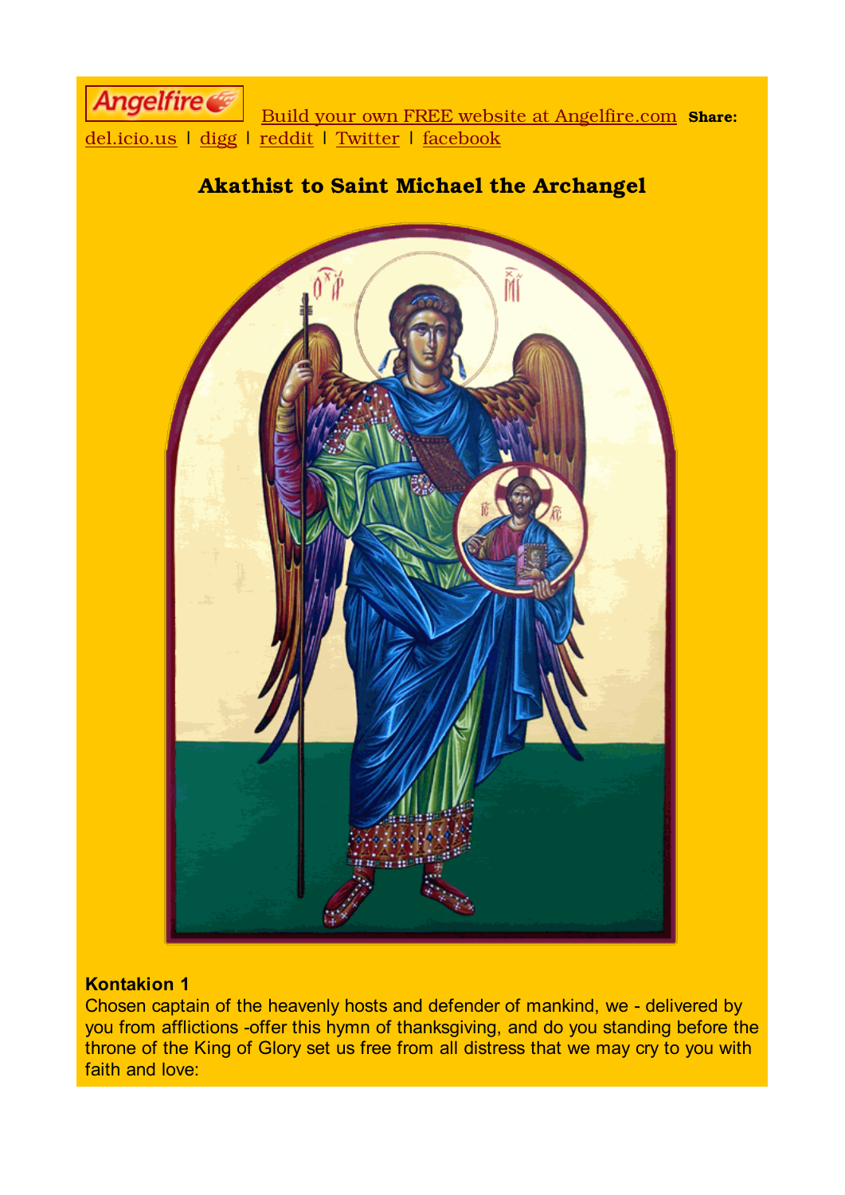Angelfire Build your own FREE website at Angelfire.com **Share:** del.icio.us | digg | reddit | Twitter | facebook

# Akathist to Saint Michael the Archangel

**Kontakion 1**

Chosen captain of the heavenly hosts and defender of mankind, we - delivered by you from afflictions -offer this hymn of thanksgiving, and do you standing before the throne of the King of Glory set us free from all distress that we may cry to you with faith and love: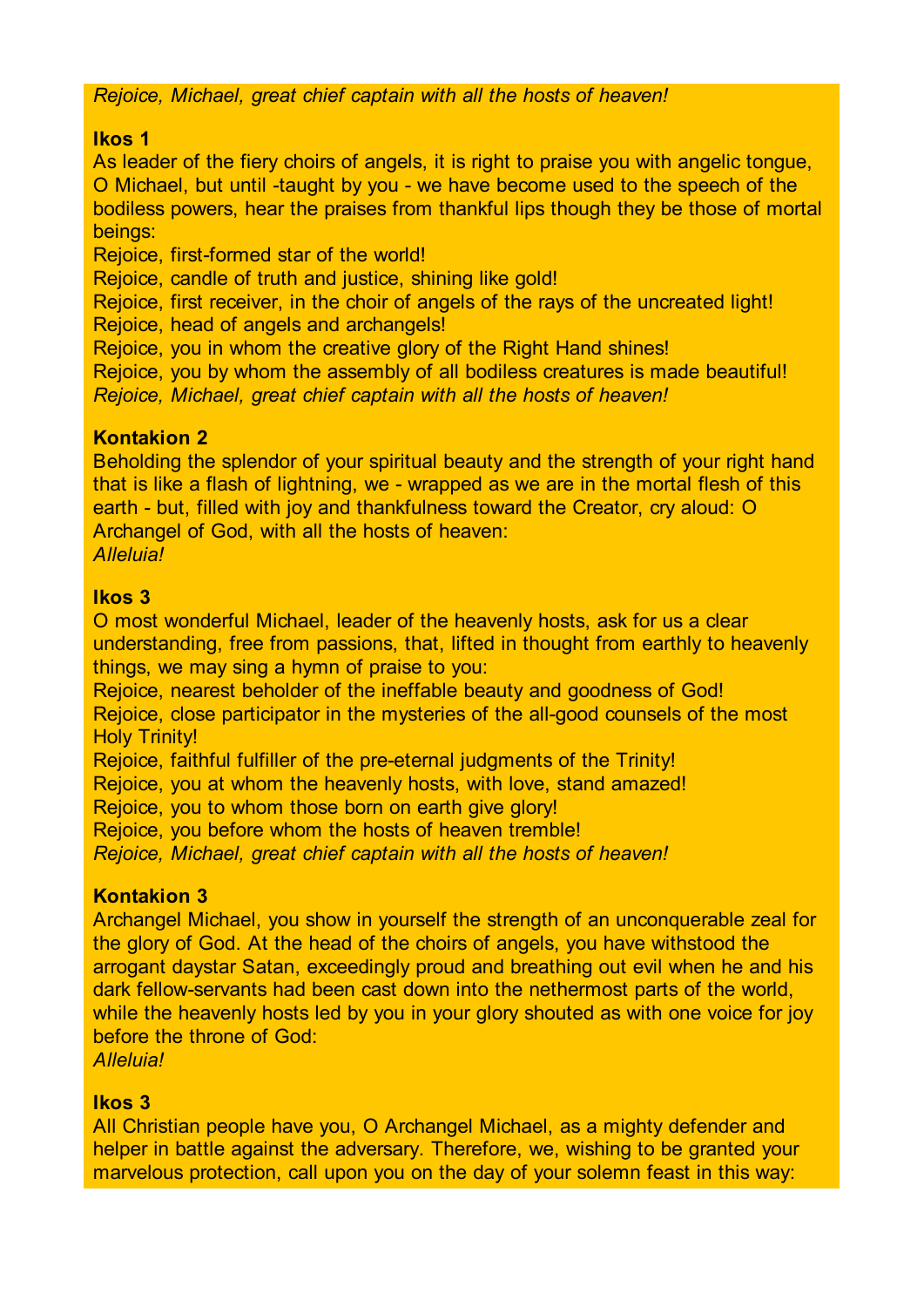*Rejoice, Michael, great chief captain with all the hosts of heaven!*

**Ikos 1**

As leader of the fiery choirs of angels, it is right to praise you with angelic tongue, O Michael, but until -taught by you - we have become used to the speech of the bodiless powers, hear the praises from thankful lips though they be those of mortal beings:

Rejoice, first-formed star of the world!

Rejoice, candle of truth and justice, shining like gold!

Rejoice, first receiver, in the choir of angels of the rays of the uncreated light!

Rejoice, head of angels and archangels!

Rejoice, you in whom the creative glory of the Right Hand shines!

Rejoice, you by whom the assembly of all bodiless creatures is made beautiful!

*Rejoice, Michael, great chief captain with all the hosts of heaven!*

**Kontakion 2**

Beholding the splendor of your spiritual beauty and the strength of your right hand that is like a flash of lightning, we - wrapped as we are in the mortal flesh of this earth - but, filled with joy and thankfulness toward the Creator, cry aloud: O Archangel of God, with all the hosts of heaven:

*Alleluia!*

**Ikos 3**

O most wonderful Michael, leader of the heavenly hosts, ask for us a clear understanding, free from passions, that, lifted in thought from earthly to heavenly things, we may sing a hymn of praise to you:

Rejoice, nearest beholder of the ineffable beauty and goodness of God!

Rejoice, close participator in the mysteries of the all-good counsels of the most Holy Trinity!

Rejoice, faithful fulfiller of the pre-eternal judgments of the Trinity!

Rejoice, you at whom the heavenly hosts, with love, stand amazed!

Rejoice, you to whom those born on earth give glory!

Rejoice, you before whom the hosts of heaven tremble!

*Rejoice, Michael, great chief captain with all the hosts of heaven!*

**Kontakion 3**

Archangel Michael, you show in yourself the strength of an unconquerable zeal for the glory of God. At the head of the choirs of angels, you have withstood the arrogant daystar Satan, exceedingly proud and breathing out evil when he and his dark fellow-servants had been cast down into the nethermost parts of the world, while the heavenly hosts led by you in your glory shouted as with one voice for joy before the throne of God:

*Alleluia!*

**Ikos 3**

All Christian people have you, O Archangel Michael, as a mighty defender and helper in battle against the adversary. Therefore, we, wishing to be granted your marvelous protection, call upon you on the day of your solemn feast in this way: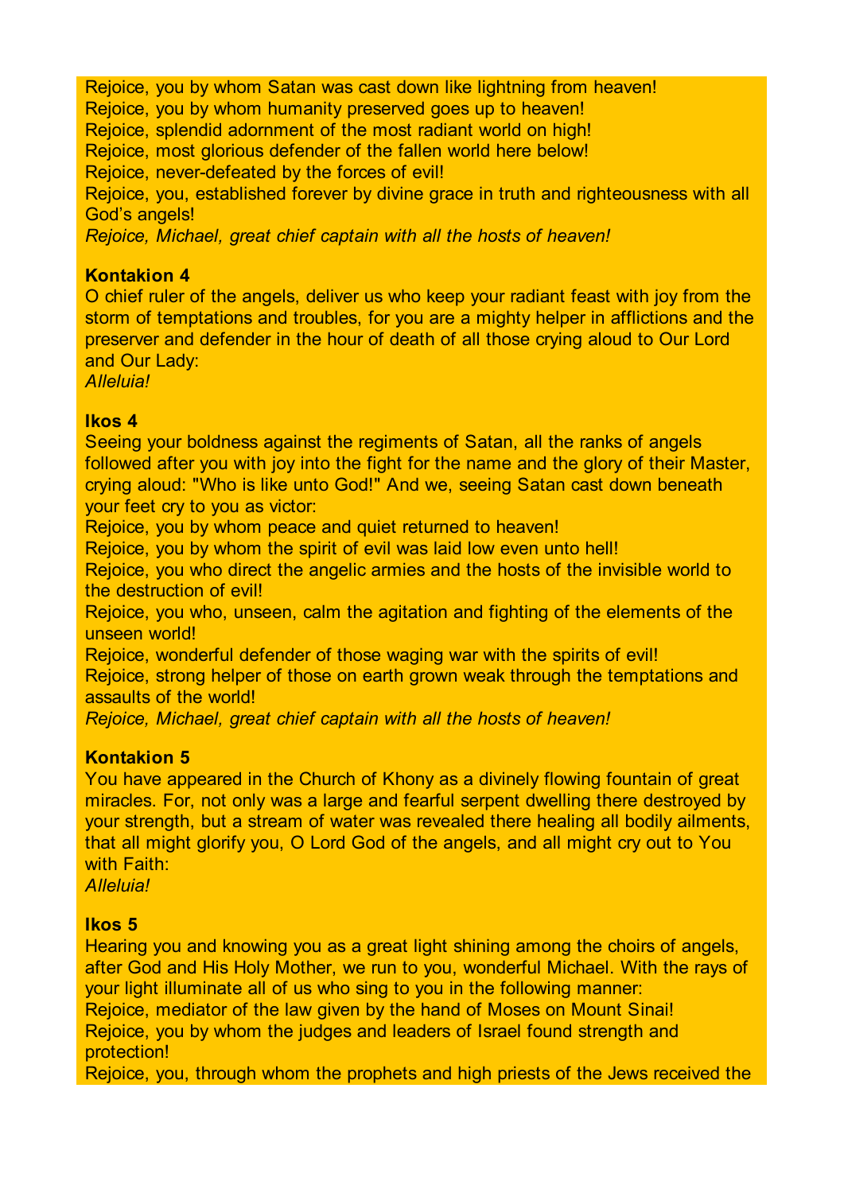Rejoice, you by whom Satan was cast down like lightning from heaven!
Rejoice, you by whom humanity preserved goes up to heaven!
Rejoice, splendid adornment of the most radiant world on high!
Rejoice, most glorious defender of the fallen world here below!
Rejoice, never-defeated by the forces of evil!
Rejoice, you, established forever by divine grace in truth and righteousness with all God's angels!
*Rejoice, Michael, great chief captain with all the hosts of heaven!*

**Kontakion 4**
O chief ruler of the angels, deliver us who keep your radiant feast with joy from the storm of temptations and troubles, for you are a mighty helper in afflictions and the preserver and defender in the hour of death of all those crying aloud to Our Lord and Our Lady:
*Alleluia!*

**Ikos 4**
Seeing your boldness against the regiments of Satan, all the ranks of angels followed after you with joy into the fight for the name and the glory of their Master, crying aloud: "Who is like unto God!" And we, seeing Satan cast down beneath your feet cry to you as victor:
Rejoice, you by whom peace and quiet returned to heaven!
Rejoice, you by whom the spirit of evil was laid low even unto hell!
Rejoice, you who direct the angelic armies and the hosts of the invisible world to the destruction of evil!
Rejoice, you who, unseen, calm the agitation and fighting of the elements of the unseen world!
Rejoice, wonderful defender of those waging war with the spirits of evil!
Rejoice, strong helper of those on earth grown weak through the temptations and assaults of the world!
*Rejoice, Michael, great chief captain with all the hosts of heaven!*

**Kontakion 5**
You have appeared in the Church of Khony as a divinely flowing fountain of great miracles. For, not only was a large and fearful serpent dwelling there destroyed by your strength, but a stream of water was revealed there healing all bodily ailments, that all might glorify you, O Lord God of the angels, and all might cry out to You with Faith:
*Alleluia!*

**Ikos 5**
Hearing you and knowing you as a great light shining among the choirs of angels, after God and His Holy Mother, we run to you, wonderful Michael. With the rays of your light illuminate all of us who sing to you in the following manner:
Rejoice, mediator of the law given by the hand of Moses on Mount Sinai!
Rejoice, you by whom the judges and leaders of Israel found strength and protection!
Rejoice, you, through whom the prophets and high priests of the Jews received the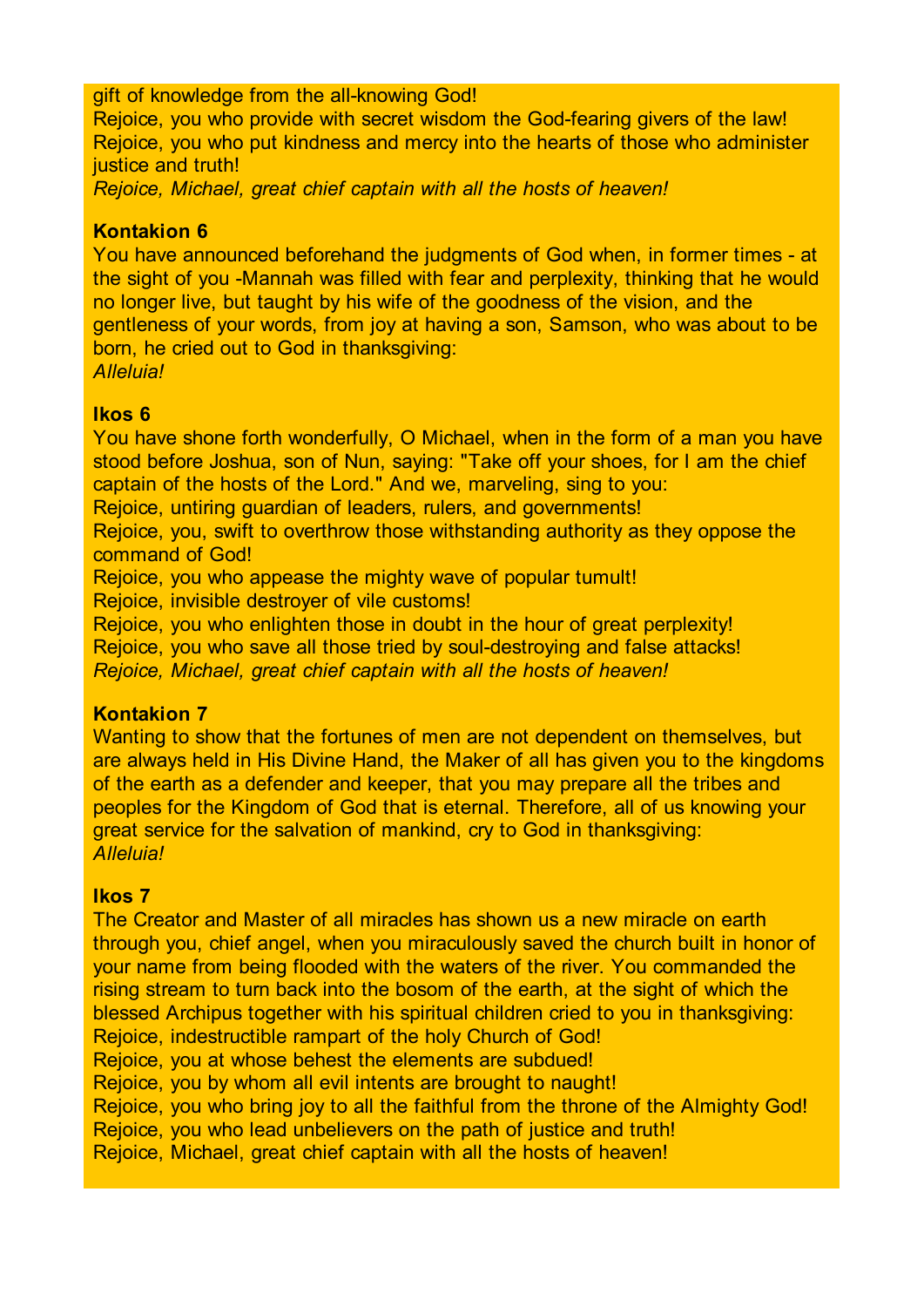gift of knowledge from the all-knowing God!
Rejoice, you who provide with secret wisdom the God-fearing givers of the law!
Rejoice, you who put kindness and mercy into the hearts of those who administer justice and truth!
*Rejoice, Michael, great chief captain with all the hosts of heaven!*

**Kontakion 6**
You have announced beforehand the judgments of God when, in former times - at the sight of you -Mannah was filled with fear and perplexity, thinking that he would no longer live, but taught by his wife of the goodness of the vision, and the gentleness of your words, from joy at having a son, Samson, who was about to be born, he cried out to God in thanksgiving:
*Alleluia!*

**Ikos 6**
You have shone forth wonderfully, O Michael, when in the form of a man you have stood before Joshua, son of Nun, saying: "Take off your shoes, for I am the chief captain of the hosts of the Lord." And we, marveling, sing to you:
Rejoice, untiring guardian of leaders, rulers, and governments!
Rejoice, you, swift to overthrow those withstanding authority as they oppose the command of God!
Rejoice, you who appease the mighty wave of popular tumult!
Rejoice, invisible destroyer of vile customs!
Rejoice, you who enlighten those in doubt in the hour of great perplexity!
Rejoice, you who save all those tried by soul-destroying and false attacks!
*Rejoice, Michael, great chief captain with all the hosts of heaven!*

**Kontakion 7**
Wanting to show that the fortunes of men are not dependent on themselves, but are always held in His Divine Hand, the Maker of all has given you to the kingdoms of the earth as a defender and keeper, that you may prepare all the tribes and peoples for the Kingdom of God that is eternal. Therefore, all of us knowing your great service for the salvation of mankind, cry to God in thanksgiving:
*Alleluia!*

**Ikos 7**
The Creator and Master of all miracles has shown us a new miracle on earth through you, chief angel, when you miraculously saved the church built in honor of your name from being flooded with the waters of the river. You commanded the rising stream to turn back into the bosom of the earth, at the sight of which the blessed Archipus together with his spiritual children cried to you in thanksgiving:
Rejoice, indestructible rampart of the holy Church of God!
Rejoice, you at whose behest the elements are subdued!
Rejoice, you by whom all evil intents are brought to naught!
Rejoice, you who bring joy to all the faithful from the throne of the Almighty God!
Rejoice, you who lead unbelievers on the path of justice and truth!
Rejoice, Michael, great chief captain with all the hosts of heaven!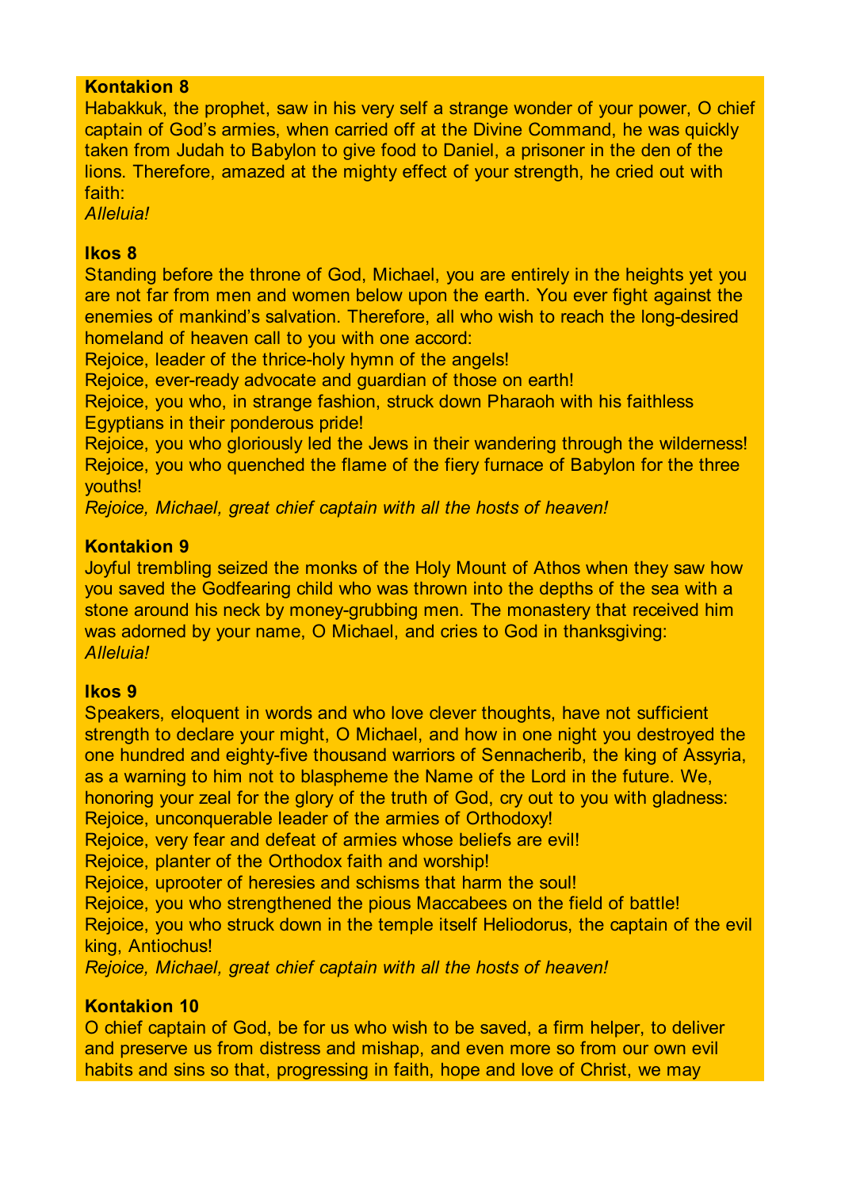**Kontakion 8**

Habakkuk, the prophet, saw in his very self a strange wonder of your power, O chief captain of God's armies, when carried off at the Divine Command, he was quickly taken from Judah to Babylon to give food to Daniel, a prisoner in the den of the lions. Therefore, amazed at the mighty effect of your strength, he cried out with faith:
*Alleluia!*

**Ikos 8**

Standing before the throne of God, Michael, you are entirely in the heights yet you are not far from men and women below upon the earth. You ever fight against the enemies of mankind's salvation. Therefore, all who wish to reach the long-desired homeland of heaven call to you with one accord:
Rejoice, leader of the thrice-holy hymn of the angels!
Rejoice, ever-ready advocate and guardian of those on earth!
Rejoice, you who, in strange fashion, struck down Pharaoh with his faithless Egyptians in their ponderous pride!
Rejoice, you who gloriously led the Jews in their wandering through the wilderness!
Rejoice, you who quenched the flame of the fiery furnace of Babylon for the three youths!
*Rejoice, Michael, great chief captain with all the hosts of heaven!*

**Kontakion 9**

Joyful trembling seized the monks of the Holy Mount of Athos when they saw how you saved the Godfearing child who was thrown into the depths of the sea with a stone around his neck by money-grubbing men. The monastery that received him was adorned by your name, O Michael, and cries to God in thanksgiving:
*Alleluia!*

**Ikos 9**

Speakers, eloquent in words and who love clever thoughts, have not sufficient strength to declare your might, O Michael, and how in one night you destroyed the one hundred and eighty-five thousand warriors of Sennacherib, the king of Assyria, as a warning to him not to blaspheme the Name of the Lord in the future. We, honoring your zeal for the glory of the truth of God, cry out to you with gladness:
Rejoice, unconquerable leader of the armies of Orthodoxy!
Rejoice, very fear and defeat of armies whose beliefs are evil!
Rejoice, planter of the Orthodox faith and worship!
Rejoice, uprooter of heresies and schisms that harm the soul!
Rejoice, you who strengthened the pious Maccabees on the field of battle!
Rejoice, you who struck down in the temple itself Heliodorus, the captain of the evil king, Antiochus!
*Rejoice, Michael, great chief captain with all the hosts of heaven!*

**Kontakion 10**

O chief captain of God, be for us who wish to be saved, a firm helper, to deliver and preserve us from distress and mishap, and even more so from our own evil habits and sins so that, progressing in faith, hope and love of Christ, we may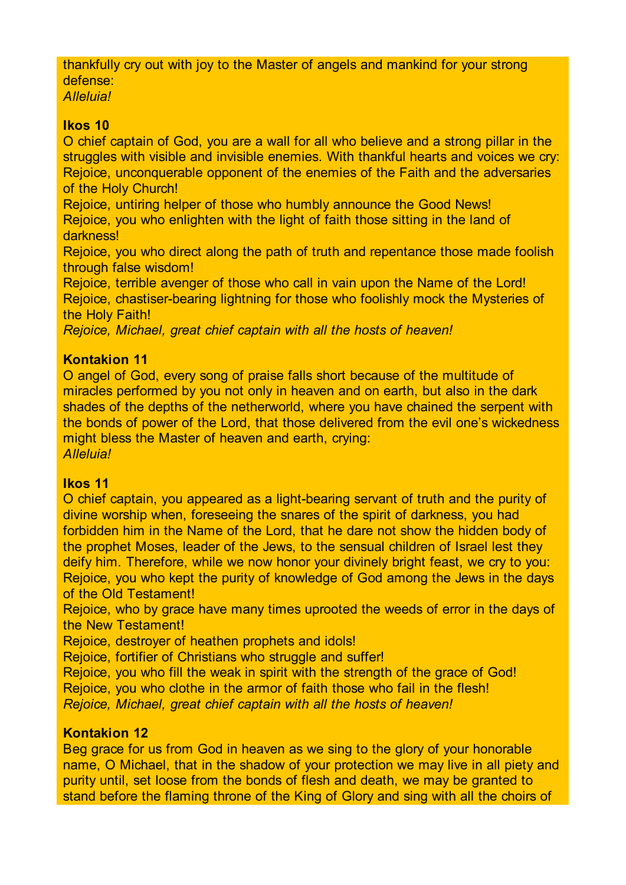thankfully cry out with joy to the Master of angels and mankind for your strong defense:
*Alleluia!*

**Ikos 10**
O chief captain of God, you are a wall for all who believe and a strong pillar in the struggles with visible and invisible enemies. With thankful hearts and voices we cry:
Rejoice, unconquerable opponent of the enemies of the Faith and the adversaries of the Holy Church!
Rejoice, untiring helper of those who humbly announce the Good News!
Rejoice, you who enlighten with the light of faith those sitting in the land of darkness!
Rejoice, you who direct along the path of truth and repentance those made foolish through false wisdom!
Rejoice, terrible avenger of those who call in vain upon the Name of the Lord!
Rejoice, chastiser-bearing lightning for those who foolishly mock the Mysteries of the Holy Faith!
*Rejoice, Michael, great chief captain with all the hosts of heaven!*

**Kontakion 11**
O angel of God, every song of praise falls short because of the multitude of miracles performed by you not only in heaven and on earth, but also in the dark shades of the depths of the netherworld, where you have chained the serpent with the bonds of power of the Lord, that those delivered from the evil one's wickedness might bless the Master of heaven and earth, crying:
*Alleluia!*

**Ikos 11**
O chief captain, you appeared as a light-bearing servant of truth and the purity of divine worship when, foreseeing the snares of the spirit of darkness, you had forbidden him in the Name of the Lord, that he dare not show the hidden body of the prophet Moses, leader of the Jews, to the sensual children of Israel lest they deify him. Therefore, while we now honor your divinely bright feast, we cry to you:
Rejoice, you who kept the purity of knowledge of God among the Jews in the days of the Old Testament!
Rejoice, who by grace have many times uprooted the weeds of error in the days of the New Testament!
Rejoice, destroyer of heathen prophets and idols!
Rejoice, fortifier of Christians who struggle and suffer!
Rejoice, you who fill the weak in spirit with the strength of the grace of God!
Rejoice, you who clothe in the armor of faith those who fail in the flesh!
*Rejoice, Michael, great chief captain with all the hosts of heaven!*

**Kontakion 12**
Beg grace for us from God in heaven as we sing to the glory of your honorable name, O Michael, that in the shadow of your protection we may live in all piety and purity until, set loose from the bonds of flesh and death, we may be granted to stand before the flaming throne of the King of Glory and sing with all the choirs of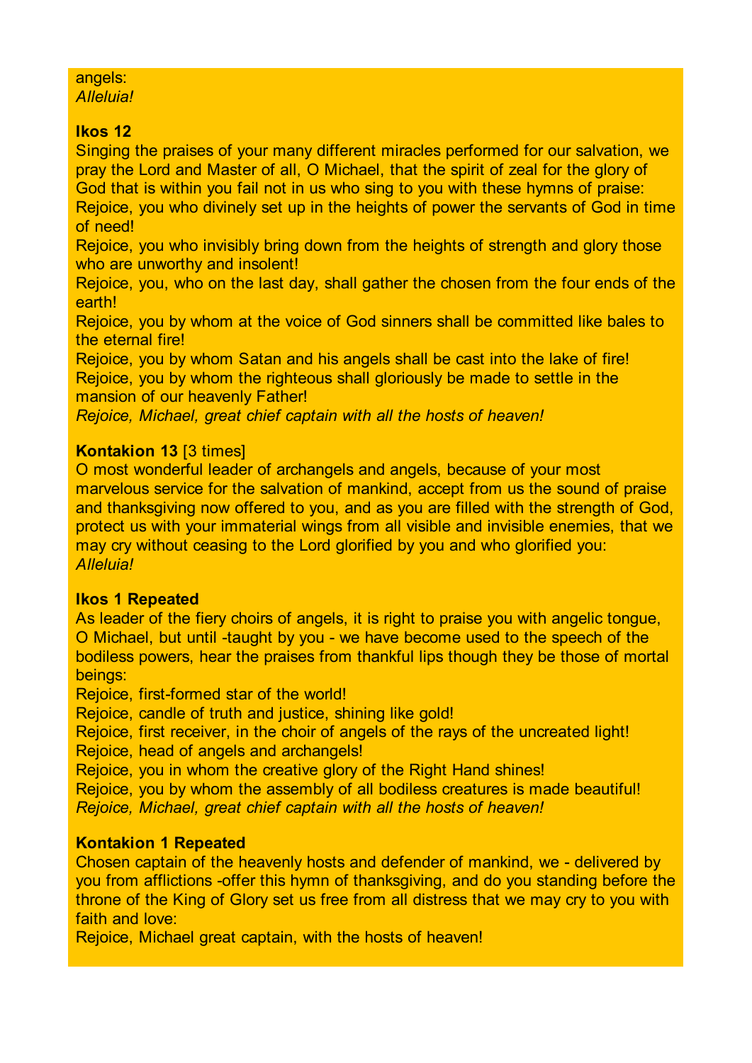angels:
*Alleluia!*

**Ikos 12**
Singing the praises of your many different miracles performed for our salvation, we pray the Lord and Master of all, O Michael, that the spirit of zeal for the glory of God that is within you fail not in us who sing to you with these hymns of praise:
Rejoice, you who divinely set up in the heights of power the servants of God in time of need!
Rejoice, you who invisibly bring down from the heights of strength and glory those who are unworthy and insolent!
Rejoice, you, who on the last day, shall gather the chosen from the four ends of the earth!
Rejoice, you by whom at the voice of God sinners shall be committed like bales to the eternal fire!
Rejoice, you by whom Satan and his angels shall be cast into the lake of fire!
Rejoice, you by whom the righteous shall gloriously be made to settle in the mansion of our heavenly Father!
*Rejoice, Michael, great chief captain with all the hosts of heaven!*

**Kontakion 13** [3 times]
O most wonderful leader of archangels and angels, because of your most marvelous service for the salvation of mankind, accept from us the sound of praise and thanksgiving now offered to you, and as you are filled with the strength of God, protect us with your immaterial wings from all visible and invisible enemies, that we may cry without ceasing to the Lord glorified by you and who glorified you:
*Alleluia!*

**Ikos 1 Repeated**
As leader of the fiery choirs of angels, it is right to praise you with angelic tongue, O Michael, but until -taught by you - we have become used to the speech of the bodiless powers, hear the praises from thankful lips though they be those of mortal beings:
Rejoice, first-formed star of the world!
Rejoice, candle of truth and justice, shining like gold!
Rejoice, first receiver, in the choir of angels of the rays of the uncreated light!
Rejoice, head of angels and archangels!
Rejoice, you in whom the creative glory of the Right Hand shines!
Rejoice, you by whom the assembly of all bodiless creatures is made beautiful!
*Rejoice, Michael, great chief captain with all the hosts of heaven!*

**Kontakion 1 Repeated**
Chosen captain of the heavenly hosts and defender of mankind, we - delivered by you from afflictions -offer this hymn of thanksgiving, and do you standing before the throne of the King of Glory set us free from all distress that we may cry to you with faith and love:
Rejoice, Michael great captain, with the hosts of heaven!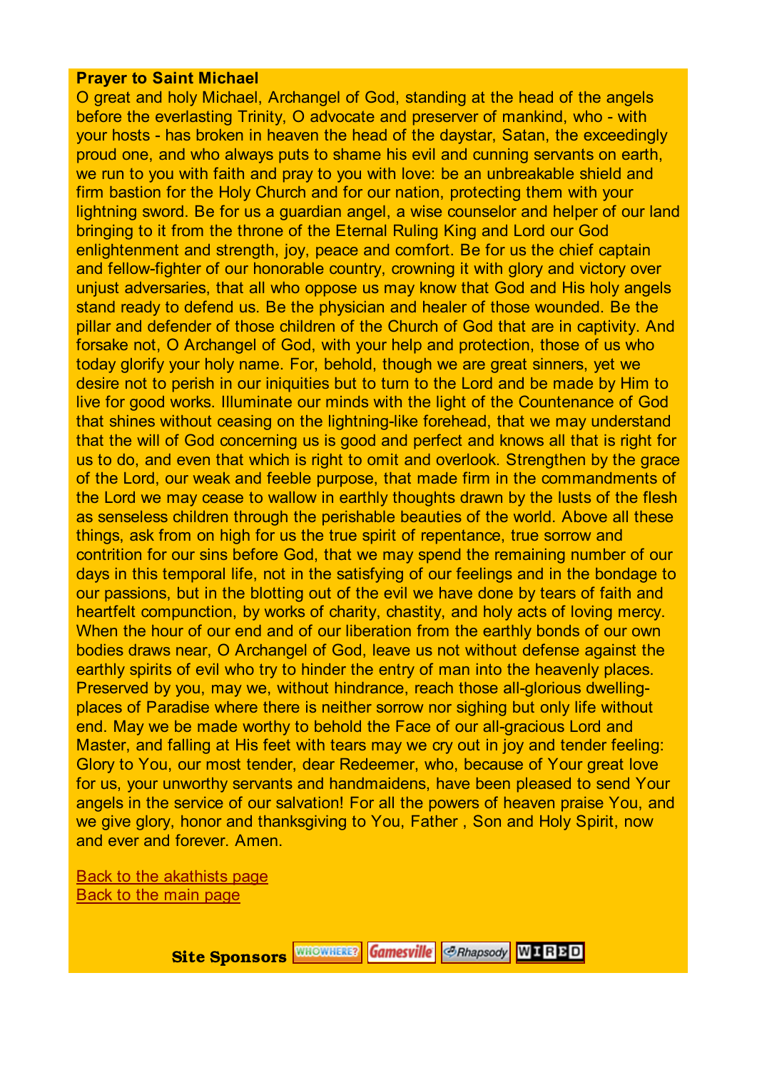**Prayer to Saint Michael**

O great and holy Michael, Archangel of God, standing at the head of the angels before the everlasting Trinity, O advocate and preserver of mankind, who - with your hosts - has broken in heaven the head of the daystar, Satan, the exceedingly proud one, and who always puts to shame his evil and cunning servants on earth, we run to you with faith and pray to you with love: be an unbreakable shield and firm bastion for the Holy Church and for our nation, protecting them with your lightning sword. Be for us a guardian angel, a wise counselor and helper of our land bringing to it from the throne of the Eternal Ruling King and Lord our God enlightenment and strength, joy, peace and comfort. Be for us the chief captain and fellow-fighter of our honorable country, crowning it with glory and victory over unjust adversaries, that all who oppose us may know that God and His holy angels stand ready to defend us. Be the physician and healer of those wounded. Be the pillar and defender of those children of the Church of God that are in captivity. And forsake not, O Archangel of God, with your help and protection, those of us who today glorify your holy name. For, behold, though we are great sinners, yet we desire not to perish in our iniquities but to turn to the Lord and be made by Him to live for good works. Illuminate our minds with the light of the Countenance of God that shines without ceasing on the lightning-like forehead, that we may understand that the will of God concerning us is good and perfect and knows all that is right for us to do, and even that which is right to omit and overlook. Strengthen by the grace of the Lord, our weak and feeble purpose, that made firm in the commandments of the Lord we may cease to wallow in earthly thoughts drawn by the lusts of the flesh as senseless children through the perishable beauties of the world. Above all these things, ask from on high for us the true spirit of repentance, true sorrow and contrition for our sins before God, that we may spend the remaining number of our days in this temporal life, not in the satisfying of our feelings and in the bondage to our passions, but in the blotting out of the evil we have done by tears of faith and heartfelt compunction, by works of charity, chastity, and holy acts of loving mercy. When the hour of our end and of our liberation from the earthly bonds of our own bodies draws near, O Archangel of God, leave us not without defense against the earthly spirits of evil who try to hinder the entry of man into the heavenly places. Preserved by you, may we, without hindrance, reach those all-glorious dwelling-places of Paradise where there is neither sorrow nor sighing but only life without end. May we be made worthy to behold the Face of our all-gracious Lord and Master, and falling at His feet with tears may we cry out in joy and tender feeling: Glory to You, our most tender, dear Redeemer, who, because of Your great love for us, your unworthy servants and handmaidens, have been pleased to send Your angels in the service of our salvation! For all the powers of heaven praise You, and we give glory, honor and thanksgiving to You, Father , Son and Holy Spirit, now and ever and forever. Amen.

Back to the akathists page
Back to the main page

**Site Sponsors** WHOWHERE? Gamesville Rhapsody WIRED